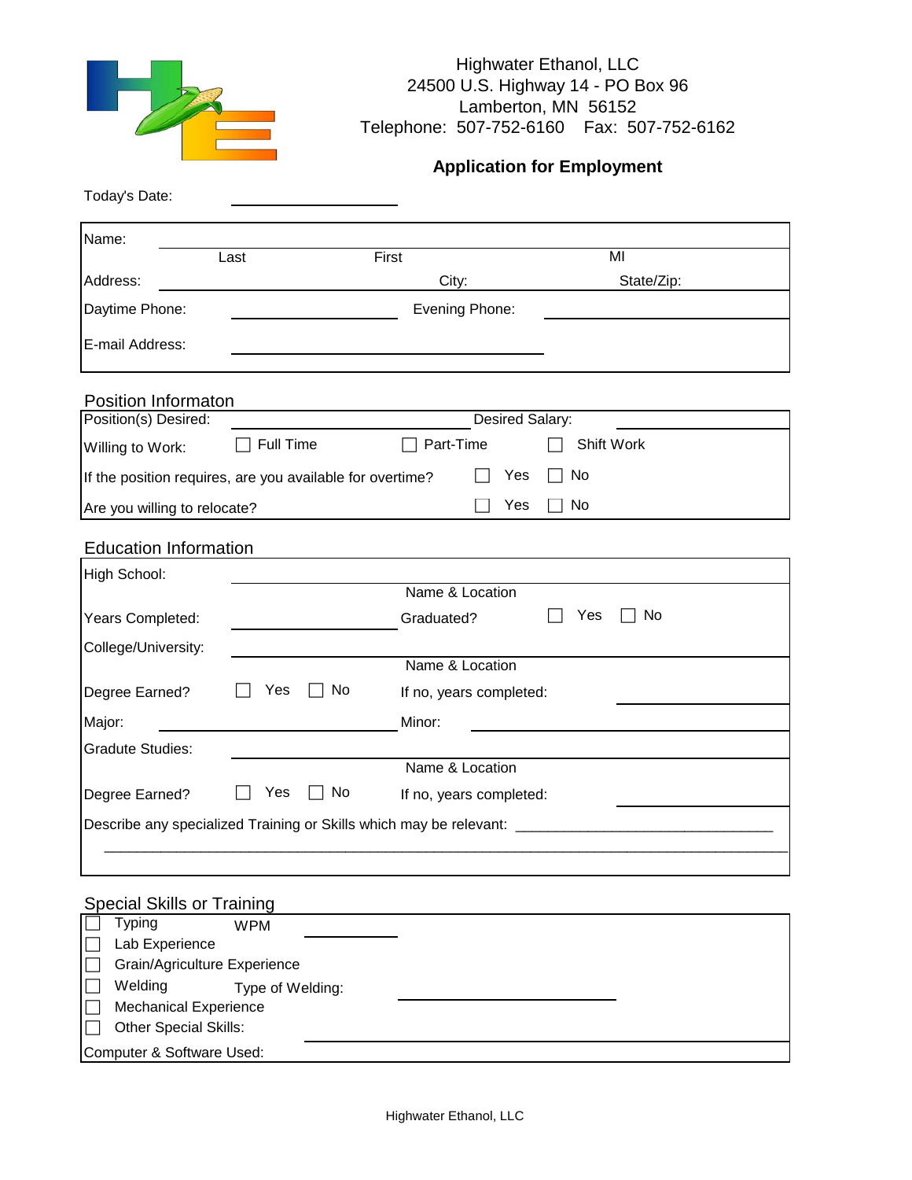Highwater Ethanol, LLC
24500 U.S. Highway 14 - PO Box 96
Lamberton, MN 56152
Telephone: 507-752-6160 Fax: 507-752-6162

## Application for Employment

Today's Date: ____________________

Name: ____________________
Last First MI

Address: ____________________ City: ____________________ State/Zip: ____________________

Daytime Phone: ____________________ Evening Phone: ____________________

E-mail Address: ____________________

### Position Informaton

Position(s) Desired: ____________________ Desired Salary: ____________________

Willing to Work: ☐ Full Time ☐ Part-Time ☐ Shift Work

If the position requires, are you available for overtime? ☐ Yes ☐ No

Are you willing to relocate? ☐ Yes ☐ No

### Education Information

High School: ____________________
Name & Location

Years Completed: ____________________ Graduated? ☐ Yes ☐ No

College/University: ____________________
Name & Location

Degree Earned? ☐ Yes ☐ No If no, years completed: ____________________

Major: ____________________ Minor: ____________________

Gradute Studies: ____________________
Name & Location

Degree Earned? ☐ Yes ☐ No If no, years completed: ____________________

Describe any specialized Training or Skills which may be relevant: ________________________________

________________________________________________________________________________

### Special Skills or Training

☐ Typing WPM ____________________

☐ Lab Experience

☐ Grain/Agriculture Experience

☐ Welding Type of Welding: ____________________

☐ Mechanical Experience

☐ Other Special Skills: ____________________

Computer & Software Used: ____________________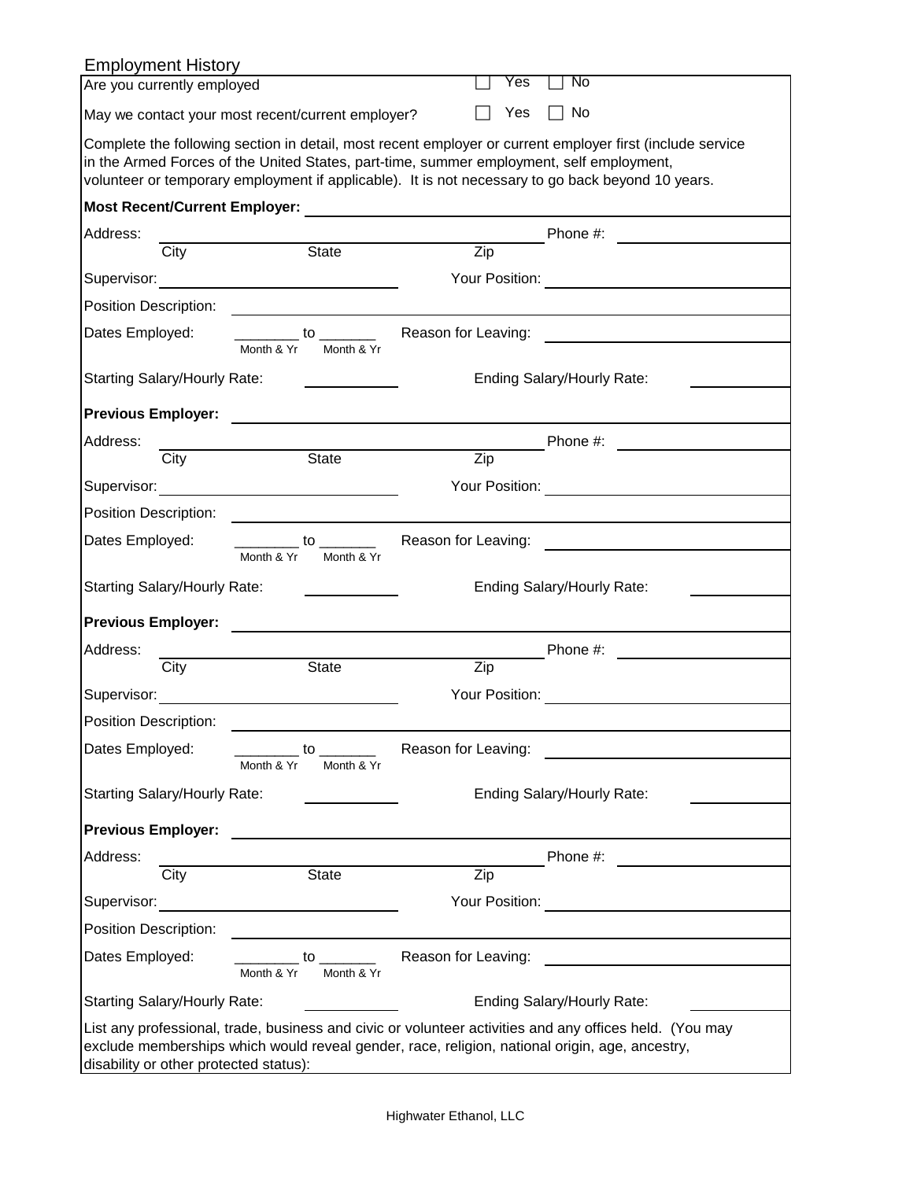## Employment History

Are you currently employed ☐ Yes ☐ No

May we contact your most recent/current employer? ☐ Yes ☐ No

Complete the following section in detail, most recent employer or current employer first (include service in the Armed Forces of the United States, part-time, summer employment, self employment, volunteer or temporary employment if applicable). It is not necessary to go back beyond 10 years.

**Most Recent/Current Employer:** ____________________

Address: ____________________ Phone #: ____________________
City State Zip

Supervisor: ____________________ Your Position: ____________________

Position Description: ____________________

Dates Employed: ________ to _______ Reason for Leaving: ____________________
Month & Yr Month & Yr

Starting Salary/Hourly Rate: ____________ Ending Salary/Hourly Rate: ____________

**Previous Employer:** ____________________

Address: ____________________ Phone #: ____________________
City State Zip

Supervisor: ____________________ Your Position: ____________________

Position Description: ____________________

Dates Employed: ________ to _______ Reason for Leaving: ____________________
Month & Yr Month & Yr

Starting Salary/Hourly Rate: ____________ Ending Salary/Hourly Rate: ____________

**Previous Employer:** ____________________

Address: ____________________ Phone #: ____________________
City State Zip

Supervisor: ____________________ Your Position: ____________________

Position Description: ____________________

Dates Employed: ________ to _______ Reason for Leaving: ____________________
Month & Yr Month & Yr

Starting Salary/Hourly Rate: ____________ Ending Salary/Hourly Rate: ____________

**Previous Employer:** ____________________

Address: ____________________ Phone #: ____________________
City State Zip

Supervisor: ____________________ Your Position: ____________________

Position Description: ____________________

Dates Employed: ________ to _______ Reason for Leaving: ____________________
Month & Yr Month & Yr

Starting Salary/Hourly Rate: ____________ Ending Salary/Hourly Rate: ____________

List any professional, trade, business and civic or volunteer activities and any offices held. (You may exclude memberships which would reveal gender, race, religion, national origin, age, ancestry, disability or other protected status):

Highwater Ethanol, LLC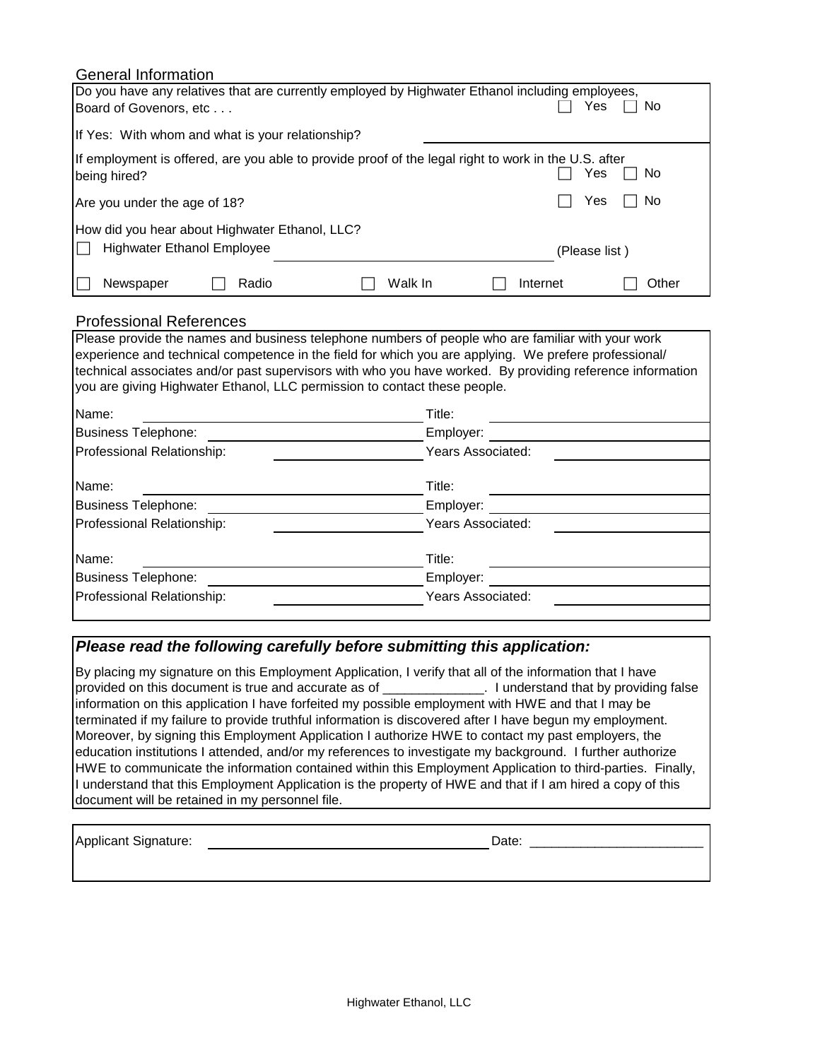## General Information

Do you have any relatives that are currently employed by Highwater Ethanol including employees, Board of Govenors, etc . . . ☐ Yes ☐ No

If Yes: With whom and what is your relationship? ____________________

If employment is offered, are you able to provide proof of the legal right to work in the U.S. after being hired? ☐ Yes ☐ No

Are you under the age of 18? ☐ Yes ☐ No

How did you hear about Highwater Ethanol, LLC?

☐ Highwater Ethanol Employee ____________________ (Please list )

☐ Newspaper ☐ Radio ☐ Walk In ☐ Internet ☐ Other

## Professional References

Please provide the names and business telephone numbers of people who are familiar with your work experience and technical competence in the field for which you are applying. We prefere professional/ technical associates and/or past supervisors with who you have worked. By providing reference information you are giving Highwater Ethanol, LLC permission to contact these people.

| | |
|---|---|
| Name: | Title: |
| Business Telephone: | Employer: |
| Professional Relationship: | Years Associated: |
| Name: | Title: |
| Business Telephone: | Employer: |
| Professional Relationship: | Years Associated: |
| Name: | Title: |
| Business Telephone: | Employer: |
| Professional Relationship: | Years Associated: |

### *Please read the following carefully before submitting this application:*

By placing my signature on this Employment Application, I verify that all of the information that I have provided on this document is true and accurate as of ______________. I understand that by providing false information on this application I have forfeited my possible employment with HWE and that I may be terminated if my failure to provide truthful information is discovered after I have begun my employment. Moreover, by signing this Employment Application I authorize HWE to contact my past employers, the education institutions I attended, and/or my references to investigate my background. I further authorize HWE to communicate the information contained within this Employment Application to third-parties. Finally, I understand that this Employment Application is the property of HWE and that if I am hired a copy of this document will be retained in my personnel file.

Applicant Signature: ______________________________ Date: ________________________